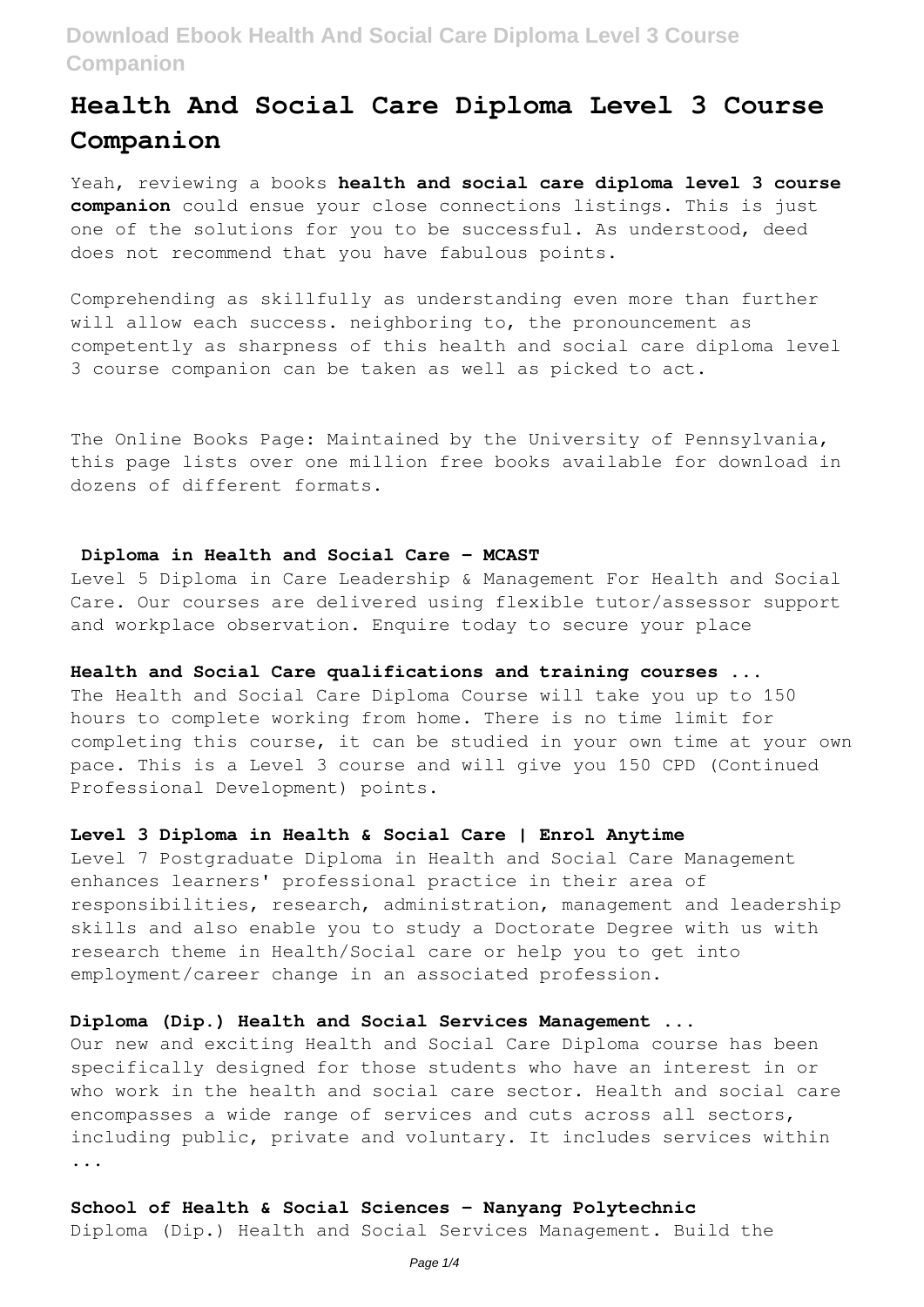# Health And Social Care Diploma Level 3 Course Companion

Yeah, reviewing a books **health and social care diploma level 3 course companion** could ensue your close connections listings. This is just one of the solutions for you to be successful. As understood, deed does not recommend that you have fabulous points.

Comprehending as skillfully as understanding even more than further will allow each success. neighboring to, the pronouncement as competently as sharpness of this health and social care diploma level 3 course companion can be taken as well as picked to act.

The Online Books Page: Maintained by the University of Pennsylvania, this page lists over one million free books available for download in dozens of different formats.

### Diploma in Health and Social Care - MCAST

Level 5 Diploma in Care Leadership & Management For Health and Social Care. Our courses are delivered using flexible tutor/assessor support and workplace observation. Enquire today to secure your place

### Health and Social Care qualifications and training courses ...

The Health and Social Care Diploma Course will take you up to 150 hours to complete working from home. There is no time limit for completing this course, it can be studied in your own time at your own pace. This is a Level 3 course and will give you 150 CPD (Continued Professional Development) points.

### Level 3 Diploma in Health & Social Care | Enrol Anytime

Level 7 Postgraduate Diploma in Health and Social Care Management enhances learners' professional practice in their area of responsibilities, research, administration, management and leadership skills and also enable you to study a Doctorate Degree with us with research theme in Health/Social care or help you to get into employment/career change in an associated profession.

### Diploma (Dip.) Health and Social Services Management ...

Our new and exciting Health and Social Care Diploma course has been specifically designed for those students who have an interest in or who work in the health and social care sector. Health and social care encompasses a wide range of services and cuts across all sectors, including public, private and voluntary. It includes services within ...

### School of Health & Social Sciences - Nanyang Polytechnic

Diploma (Dip.) Health and Social Services Management. Build the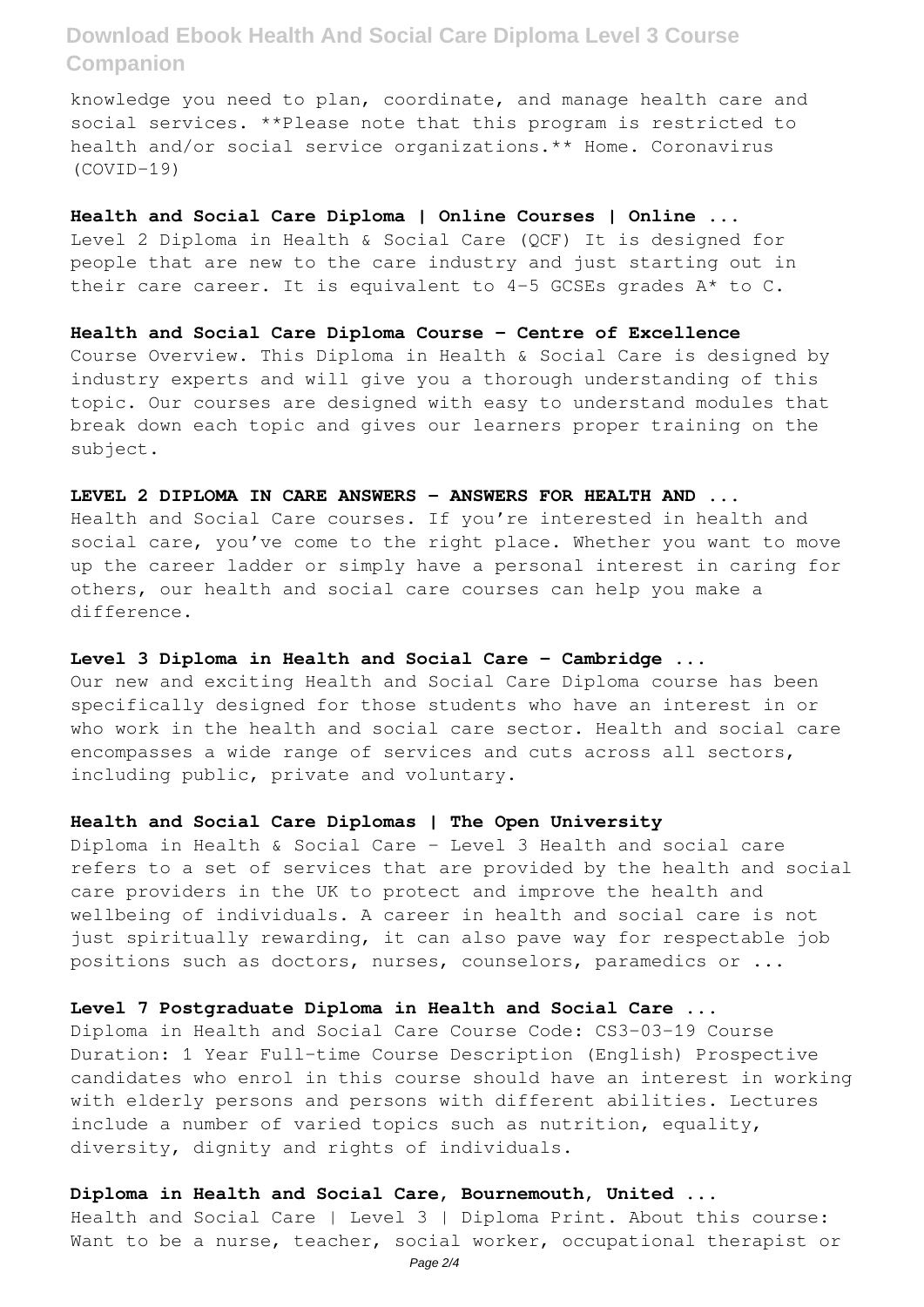knowledge you need to plan, coordinate, and manage health care and social services. **Please note that this program is restricted to health and/or social service organizations.** Home. Coronavirus (COVID-19)

### Health and Social Care Diploma | Online Courses | Online ...

Level 2 Diploma in Health & Social Care (QCF) It is designed for people that are new to the care industry and just starting out in their care career. It is equivalent to 4-5 GCSEs grades A* to C.

### Health and Social Care Diploma Course - Centre of Excellence

Course Overview. This Diploma in Health & Social Care is designed by industry experts and will give you a thorough understanding of this topic. Our courses are designed with easy to understand modules that break down each topic and gives our learners proper training on the subject.

### LEVEL 2 DIPLOMA IN CARE ANSWERS - ANSWERS FOR HEALTH AND ...

Health and Social Care courses. If you're interested in health and social care, you've come to the right place. Whether you want to move up the career ladder or simply have a personal interest in caring for others, our health and social care courses can help you make a difference.

### Level 3 Diploma in Health and Social Care - Cambridge ...

Our new and exciting Health and Social Care Diploma course has been specifically designed for those students who have an interest in or who work in the health and social care sector. Health and social care encompasses a wide range of services and cuts across all sectors, including public, private and voluntary.

### Health and Social Care Diplomas | The Open University

Diploma in Health & Social Care – Level 3 Health and social care refers to a set of services that are provided by the health and social care providers in the UK to protect and improve the health and wellbeing of individuals. A career in health and social care is not just spiritually rewarding, it can also pave way for respectable job positions such as doctors, nurses, counselors, paramedics or ...

### Level 7 Postgraduate Diploma in Health and Social Care ...

Diploma in Health and Social Care Course Code: CS3-03-19 Course Duration: 1 Year Full-time Course Description (English) Prospective candidates who enrol in this course should have an interest in working with elderly persons and persons with different abilities. Lectures include a number of varied topics such as nutrition, equality, diversity, dignity and rights of individuals.

### Diploma in Health and Social Care, Bournemouth, United ...

Health and Social Care | Level 3 | Diploma Print. About this course: Want to be a nurse, teacher, social worker, occupational therapist or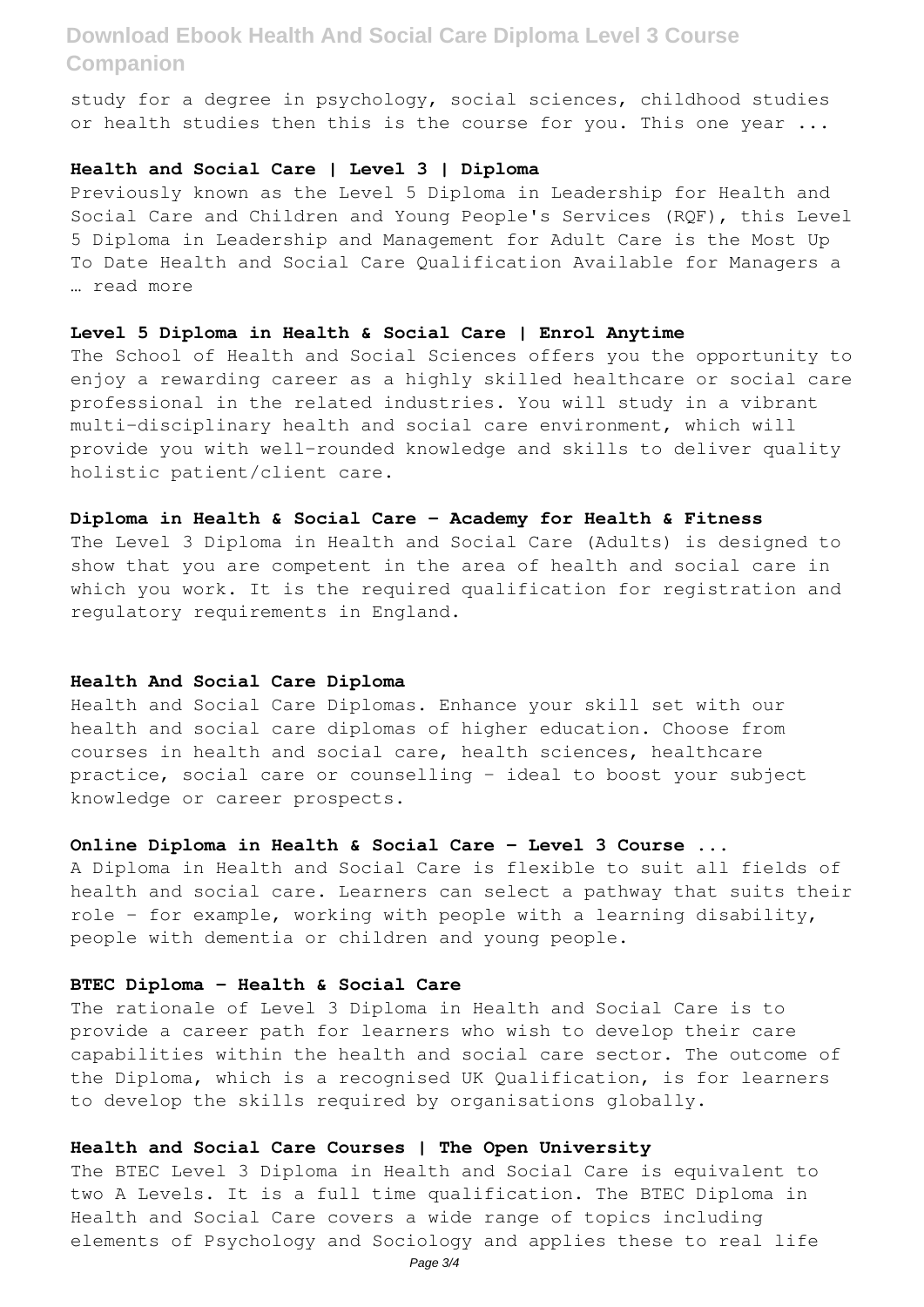study for a degree in psychology, social sciences, childhood studies or health studies then this is the course for you. This one year ...

### Health and Social Care | Level 3 | Diploma

Previously known as the Level 5 Diploma in Leadership for Health and Social Care and Children and Young People's Services (RQF), this Level 5 Diploma in Leadership and Management for Adult Care is the Most Up To Date Health and Social Care Qualification Available for Managers a … read more

### Level 5 Diploma in Health & Social Care | Enrol Anytime

The School of Health and Social Sciences offers you the opportunity to enjoy a rewarding career as a highly skilled healthcare or social care professional in the related industries. You will study in a vibrant multi-disciplinary health and social care environment, which will provide you with well-rounded knowledge and skills to deliver quality holistic patient/client care.

### Diploma in Health & Social Care - Academy for Health & Fitness

The Level 3 Diploma in Health and Social Care (Adults) is designed to show that you are competent in the area of health and social care in which you work. It is the required qualification for registration and regulatory requirements in England.

### Health And Social Care Diploma

Health and Social Care Diplomas. Enhance your skill set with our health and social care diplomas of higher education. Choose from courses in health and social care, health sciences, healthcare practice, social care or counselling - ideal to boost your subject knowledge or career prospects.

### Online Diploma in Health & Social Care - Level 3 Course ...

A Diploma in Health and Social Care is flexible to suit all fields of health and social care. Learners can select a pathway that suits their role – for example, working with people with a learning disability, people with dementia or children and young people.

### BTEC Diploma - Health & Social Care

The rationale of Level 3 Diploma in Health and Social Care is to provide a career path for learners who wish to develop their care capabilities within the health and social care sector. The outcome of the Diploma, which is a recognised UK Qualification, is for learners to develop the skills required by organisations globally.

### Health and Social Care Courses | The Open University

The BTEC Level 3 Diploma in Health and Social Care is equivalent to two A Levels. It is a full time qualification. The BTEC Diploma in Health and Social Care covers a wide range of topics including elements of Psychology and Sociology and applies these to real life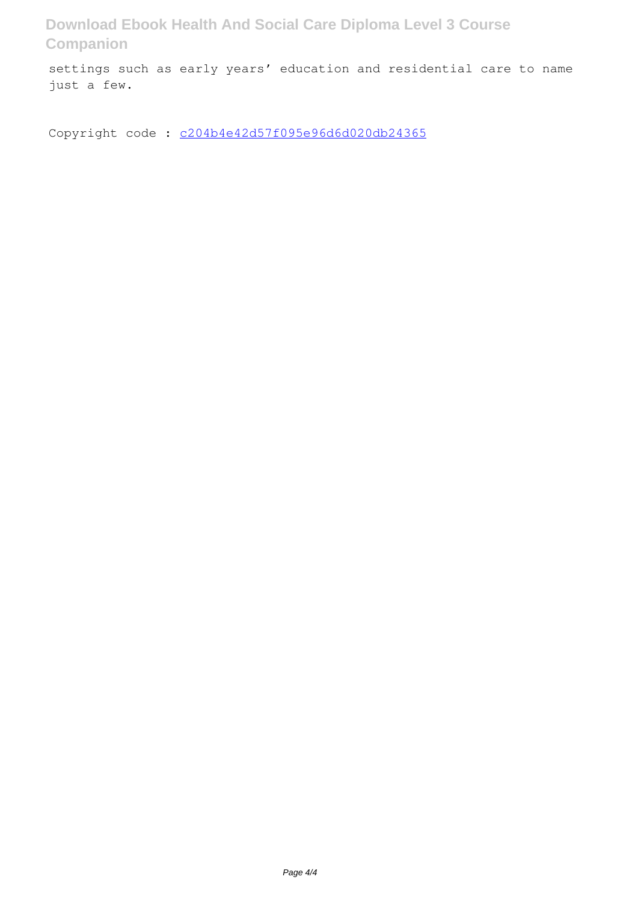settings such as early years' education and residential care to name just a few.

Copyright code : c204b4e42d57f095e96d6d020db24365